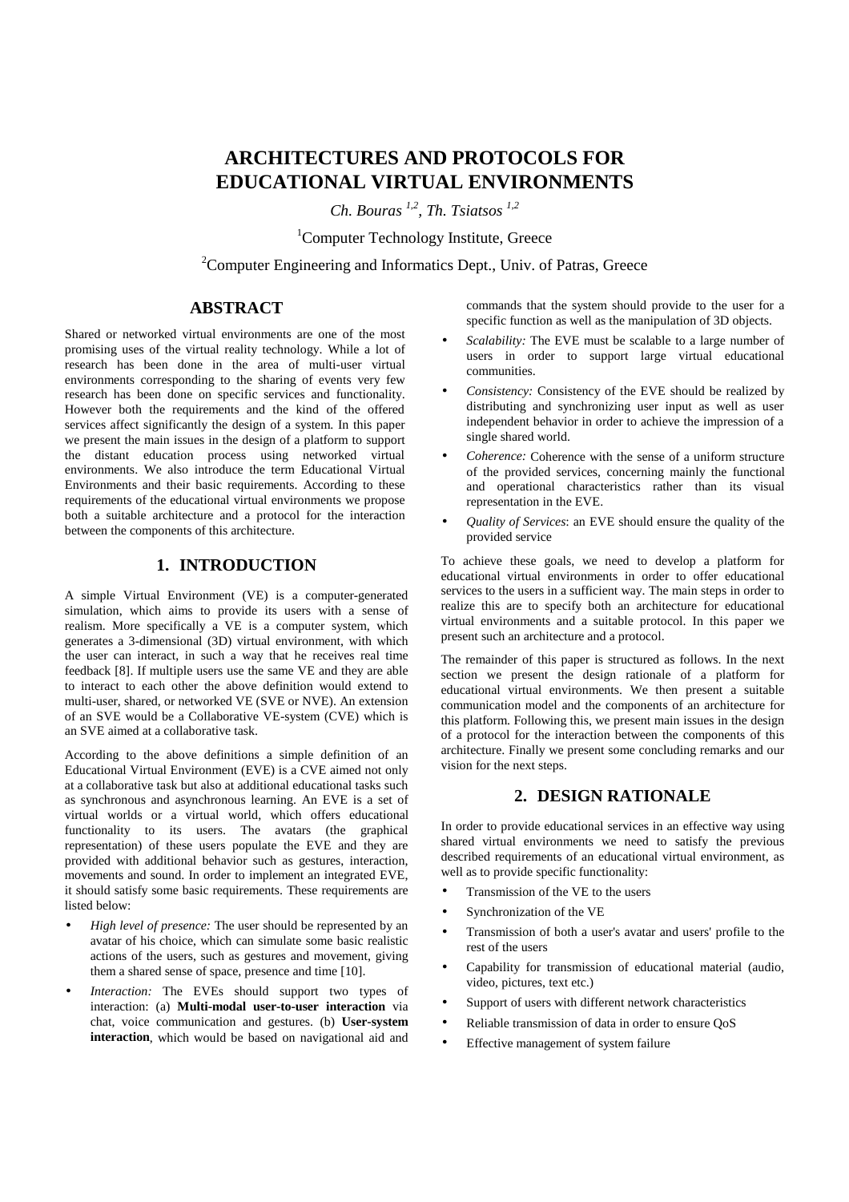# ARCHITECTURES AND PROTOCOLS FOR EDUCATIONAL VIRTUAL ENVIRONMENTS

*Ch. Bouras [1,2], Th. Tsiatsos [1,2]*

[1]Computer Technology Institute, Greece

[2]Computer Engineering and Informatics Dept., Univ. of Patras, Greece

## ABSTRACT

Shared or networked virtual environments are one of the most promising uses of the virtual reality technology. While a lot of research has been done in the area of multi-user virtual environments corresponding to the sharing of events very few research has been done on specific services and functionality. However both the requirements and the kind of the offered services affect significantly the design of a system. In this paper we present the main issues in the design of a platform to support the distant education process using networked virtual environments. We also introduce the term Educational Virtual Environments and their basic requirements. According to these requirements of the educational virtual environments we propose both a suitable architecture and a protocol for the interaction between the components of this architecture.

## 1. INTRODUCTION

A simple Virtual Environment (VE) is a computer-generated simulation, which aims to provide its users with a sense of realism. More specifically a VE is a computer system, which generates a 3-dimensional (3D) virtual environment, with which the user can interact, in such a way that he receives real time feedback [8]. If multiple users use the same VE and they are able to interact to each other the above definition would extend to multi-user, shared, or networked VE (SVE or NVE). An extension of an SVE would be a Collaborative VE-system (CVE) which is an SVE aimed at a collaborative task.

According to the above definitions a simple definition of an Educational Virtual Environment (EVE) is a CVE aimed not only at a collaborative task but also at additional educational tasks such as synchronous and asynchronous learning. An EVE is a set of virtual worlds or a virtual world, which offers educational functionality to its users. The avatars (the graphical representation) of these users populate the EVE and they are provided with additional behavior such as gestures, interaction, movements and sound. In order to implement an integrated EVE, it should satisfy some basic requirements. These requirements are listed below:

- *High level of presence:* The user should be represented by an avatar of his choice, which can simulate some basic realistic actions of the users, such as gestures and movement, giving them a shared sense of space, presence and time [10].
- *Interaction:* The EVEs should support two types of interaction: (a) **Multi-modal user-to-user interaction** via chat, voice communication and gestures. (b) **User-system interaction**, which would be based on navigational aid and commands that the system should provide to the user for a specific function as well as the manipulation of 3D objects.
- *Scalability:* The EVE must be scalable to a large number of users in order to support large virtual educational communities.
- *Consistency:* Consistency of the EVE should be realized by distributing and synchronizing user input as well as user independent behavior in order to achieve the impression of a single shared world.
- *Coherence:* Coherence with the sense of a uniform structure of the provided services, concerning mainly the functional and operational characteristics rather than its visual representation in the EVE.
- *Quality of Services*: an EVE should ensure the quality of the provided service

To achieve these goals, we need to develop a platform for educational virtual environments in order to offer educational services to the users in a sufficient way. The main steps in order to realize this are to specify both an architecture for educational virtual environments and a suitable protocol. In this paper we present such an architecture and a protocol.

The remainder of this paper is structured as follows. In the next section we present the design rationale of a platform for educational virtual environments. We then present a suitable communication model and the components of an architecture for this platform. Following this, we present main issues in the design of a protocol for the interaction between the components of this architecture. Finally we present some concluding remarks and our vision for the next steps.

## 2. DESIGN RATIONALE

In order to provide educational services in an effective way using shared virtual environments we need to satisfy the previous described requirements of an educational virtual environment, as well as to provide specific functionality:

- Transmission of the VE to the users
- Synchronization of the VE
- Transmission of both a user's avatar and users' profile to the rest of the users
- Capability for transmission of educational material (audio, video, pictures, text etc.)
- Support of users with different network characteristics
- Reliable transmission of data in order to ensure QoS
- Effective management of system failure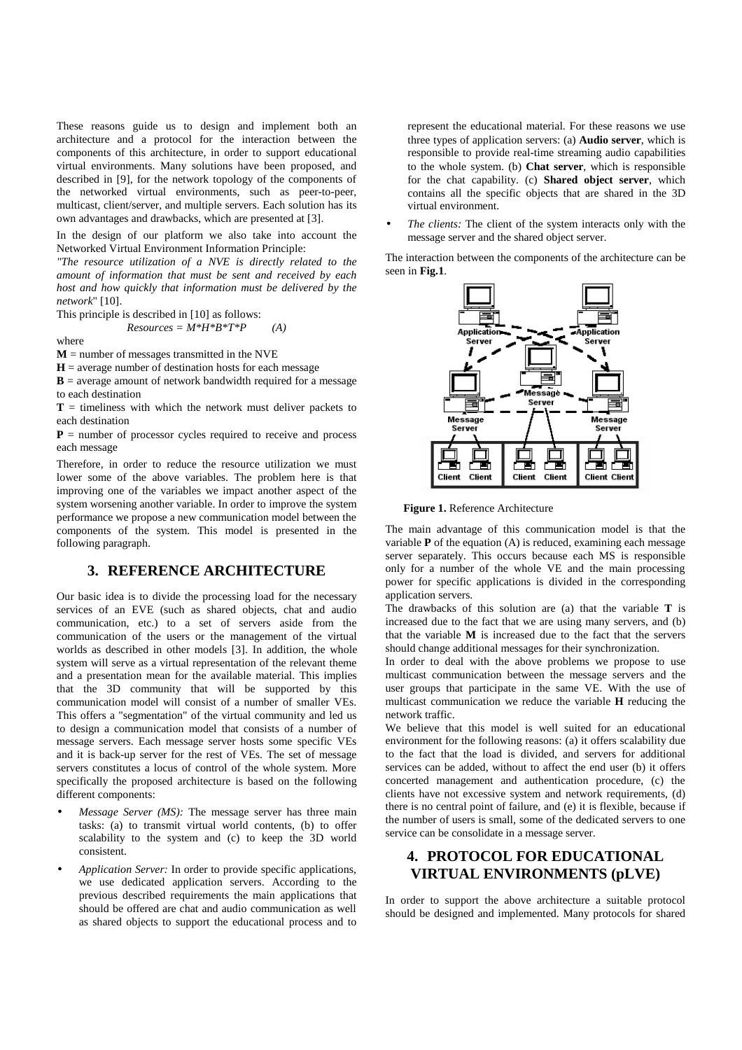These reasons guide us to design and implement both an architecture and a protocol for the interaction between the components of this architecture, in order to support educational virtual environments. Many solutions have been proposed, and described in [9], for the network topology of the components of the networked virtual environments, such as peer-to-peer, multicast, client/server, and multiple servers. Each solution has its own advantages and drawbacks, which are presented at [3].

In the design of our platform we also take into account the Networked Virtual Environment Information Principle:

*"The resource utilization of a NVE is directly related to the amount of information that must be sent and received by each host and how quickly that information must be delivered by the network"* [10].

This principle is described in [10] as follows:

$$Resources = M*H*B*T*P \qquad (A)$$

where

**M** = number of messages transmitted in the NVE

**H** = average number of destination hosts for each message

**B** = average amount of network bandwidth required for a message to each destination

**T** = timeliness with which the network must deliver packets to each destination

**P** = number of processor cycles required to receive and process each message

Therefore, in order to reduce the resource utilization we must lower some of the above variables. The problem here is that improving one of the variables we impact another aspect of the system worsening another variable. In order to improve the system performance we propose a new communication model between the components of the system. This model is presented in the following paragraph.

## 3. REFERENCE ARCHITECTURE

Our basic idea is to divide the processing load for the necessary services of an EVE (such as shared objects, chat and audio communication, etc.) to a set of servers aside from the communication of the users or the management of the virtual worlds as described in other models [3]. In addition, the whole system will serve as a virtual representation of the relevant theme and a presentation mean for the available material. This implies that the 3D community that will be supported by this communication model will consist of a number of smaller VEs. This offers a "segmentation" of the virtual community and led us to design a communication model that consists of a number of message servers. Each message server hosts some specific VEs and it is back-up server for the rest of VEs. The set of message servers constitutes a locus of control of the whole system. More specifically the proposed architecture is based on the following different components:

- *Message Server (MS):* The message server has three main tasks: (a) to transmit virtual world contents, (b) to offer scalability to the system and (c) to keep the 3D world consistent.
- *Application Server:* In order to provide specific applications, we use dedicated application servers. According to the previous described requirements the main applications that should be offered are chat and audio communication as well as shared objects to support the educational process and to represent the educational material. For these reasons we use three types of application servers: (a) **Audio server**, which is responsible to provide real-time streaming audio capabilities to the whole system. (b) **Chat server**, which is responsible for the chat capability. (c) **Shared object server**, which contains all the specific objects that are shared in the 3D virtual environment.
- *The clients:* The client of the system interacts only with the message server and the shared object server.

The interaction between the components of the architecture can be seen in **Fig.1**.

Application Server
Application Server
Message Server
Message Server
Message Server
Client Client
Client Client
Client Client

**Figure 1.** Reference Architecture

The main advantage of this communication model is that the variable **P** of the equation (A) is reduced, examining each message server separately. This occurs because each MS is responsible only for a number of the whole VE and the main processing power for specific applications is divided in the corresponding application servers.

The drawbacks of this solution are (a) that the variable **T** is increased due to the fact that we are using many servers, and (b) that the variable **M** is increased due to the fact that the servers should change additional messages for their synchronization.

In order to deal with the above problems we propose to use multicast communication between the message servers and the user groups that participate in the same VE. With the use of multicast communication we reduce the variable **H** reducing the network traffic.

We believe that this model is well suited for an educational environment for the following reasons: (a) it offers scalability due to the fact that the load is divided, and servers for additional services can be added, without to affect the end user (b) it offers concerted management and authentication procedure, (c) the clients have not excessive system and network requirements, (d) there is no central point of failure, and (e) it is flexible, because if the number of users is small, some of the dedicated servers to one service can be consolidate in a message server.

## 4. PROTOCOL FOR EDUCATIONAL VIRTUAL ENVIRONMENTS (pLVE)

In order to support the above architecture a suitable protocol should be designed and implemented. Many protocols for shared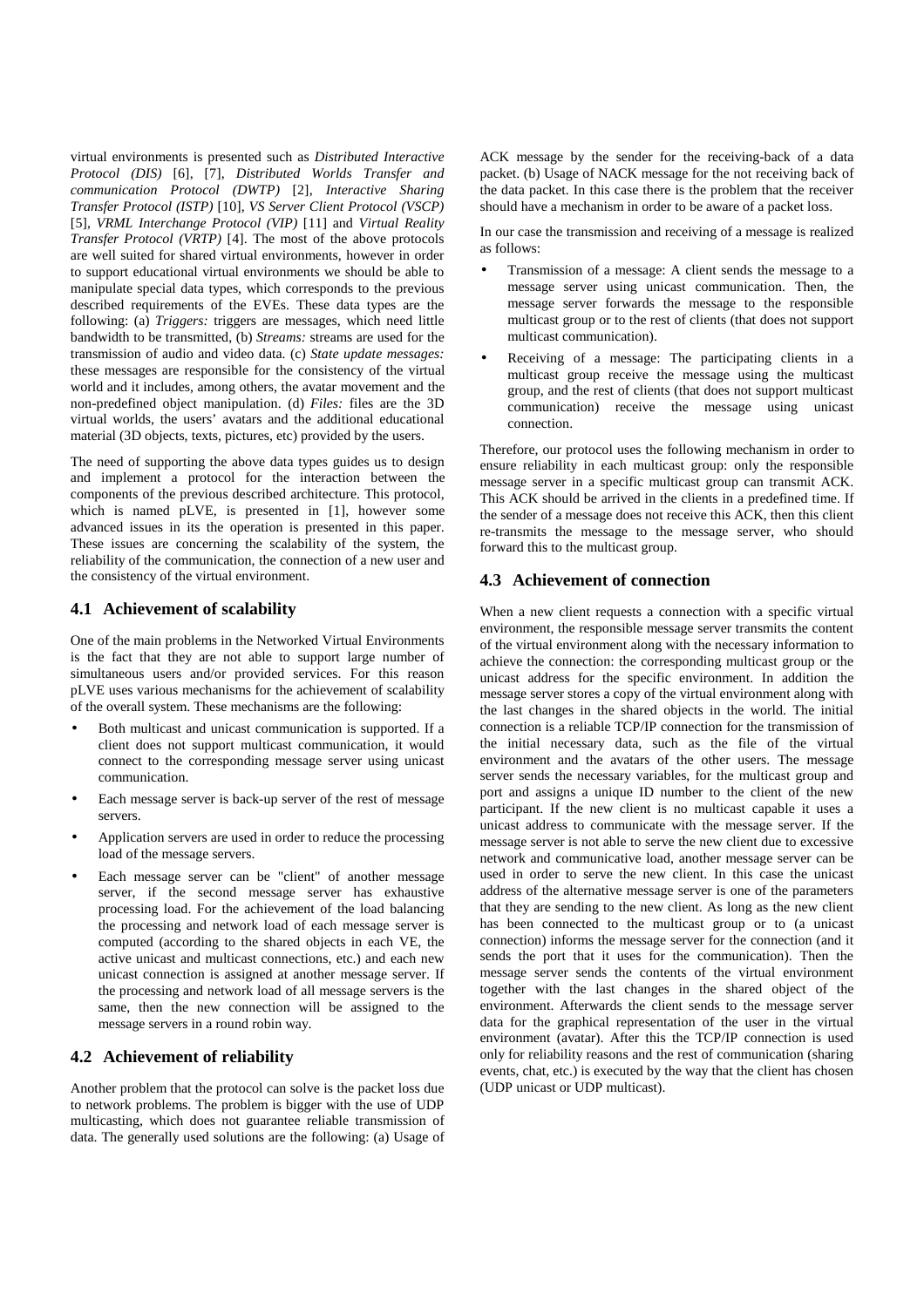virtual environments is presented such as *Distributed Interactive Protocol (DIS)* [6], [7], *Distributed Worlds Transfer and communication Protocol (DWTP)* [2], *Interactive Sharing Transfer Protocol (ISTP)* [10], *VS Server Client Protocol (VSCP)* [5], *VRML Interchange Protocol (VIP)* [11] and *Virtual Reality Transfer Protocol (VRTP)* [4]. The most of the above protocols are well suited for shared virtual environments, however in order to support educational virtual environments we should be able to manipulate special data types, which corresponds to the previous described requirements of the EVEs. These data types are the following: (a) *Triggers:* triggers are messages, which need little bandwidth to be transmitted, (b) *Streams:* streams are used for the transmission of audio and video data. (c) *State update messages:* these messages are responsible for the consistency of the virtual world and it includes, among others, the avatar movement and the non-predefined object manipulation. (d) *Files:* files are the 3D virtual worlds, the users' avatars and the additional educational material (3D objects, texts, pictures, etc) provided by the users.

The need of supporting the above data types guides us to design and implement a protocol for the interaction between the components of the previous described architecture. This protocol, which is named pLVE, is presented in [1], however some advanced issues in its the operation is presented in this paper. These issues are concerning the scalability of the system, the reliability of the communication, the connection of a new user and the consistency of the virtual environment.

### 4.1 Achievement of scalability

One of the main problems in the Networked Virtual Environments is the fact that they are not able to support large number of simultaneous users and/or provided services. For this reason pLVE uses various mechanisms for the achievement of scalability of the overall system. These mechanisms are the following:

- Both multicast and unicast communication is supported. If a client does not support multicast communication, it would connect to the corresponding message server using unicast communication.
- Each message server is back-up server of the rest of message servers.
- Application servers are used in order to reduce the processing load of the message servers.
- Each message server can be "client" of another message server, if the second message server has exhaustive processing load. For the achievement of the load balancing the processing and network load of each message server is computed (according to the shared objects in each VE, the active unicast and multicast connections, etc.) and each new unicast connection is assigned at another message server. If the processing and network load of all message servers is the same, then the new connection will be assigned to the message servers in a round robin way.

### 4.2 Achievement of reliability

Another problem that the protocol can solve is the packet loss due to network problems. The problem is bigger with the use of UDP multicasting, which does not guarantee reliable transmission of data. The generally used solutions are the following: (a) Usage of ACK message by the sender for the receiving-back of a data packet. (b) Usage of NACK message for the not receiving back of the data packet. In this case there is the problem that the receiver should have a mechanism in order to be aware of a packet loss.

In our case the transmission and receiving of a message is realized as follows:

- Transmission of a message: A client sends the message to a message server using unicast communication. Then, the message server forwards the message to the responsible multicast group or to the rest of clients (that does not support multicast communication).
- Receiving of a message: The participating clients in a multicast group receive the message using the multicast group, and the rest of clients (that does not support multicast communication) receive the message using unicast connection.

Therefore, our protocol uses the following mechanism in order to ensure reliability in each multicast group: only the responsible message server in a specific multicast group can transmit ACK. This ACK should be arrived in the clients in a predefined time. If the sender of a message does not receive this ACK, then this client re-transmits the message to the message server, who should forward this to the multicast group.

### 4.3 Achievement of connection

When a new client requests a connection with a specific virtual environment, the responsible message server transmits the content of the virtual environment along with the necessary information to achieve the connection: the corresponding multicast group or the unicast address for the specific environment. In addition the message server stores a copy of the virtual environment along with the last changes in the shared objects in the world. The initial connection is a reliable TCP/IP connection for the transmission of the initial necessary data, such as the file of the virtual environment and the avatars of the other users. The message server sends the necessary variables, for the multicast group and port and assigns a unique ID number to the client of the new participant. If the new client is no multicast capable it uses a unicast address to communicate with the message server. If the message server is not able to serve the new client due to excessive network and communicative load, another message server can be used in order to serve the new client. In this case the unicast address of the alternative message server is one of the parameters that they are sending to the new client. As long as the new client has been connected to the multicast group or to (a unicast connection) informs the message server for the connection (and it sends the port that it uses for the communication). Then the message server sends the contents of the virtual environment together with the last changes in the shared object of the environment. Afterwards the client sends to the message server data for the graphical representation of the user in the virtual environment (avatar). After this the TCP/IP connection is used only for reliability reasons and the rest of communication (sharing events, chat, etc.) is executed by the way that the client has chosen (UDP unicast or UDP multicast).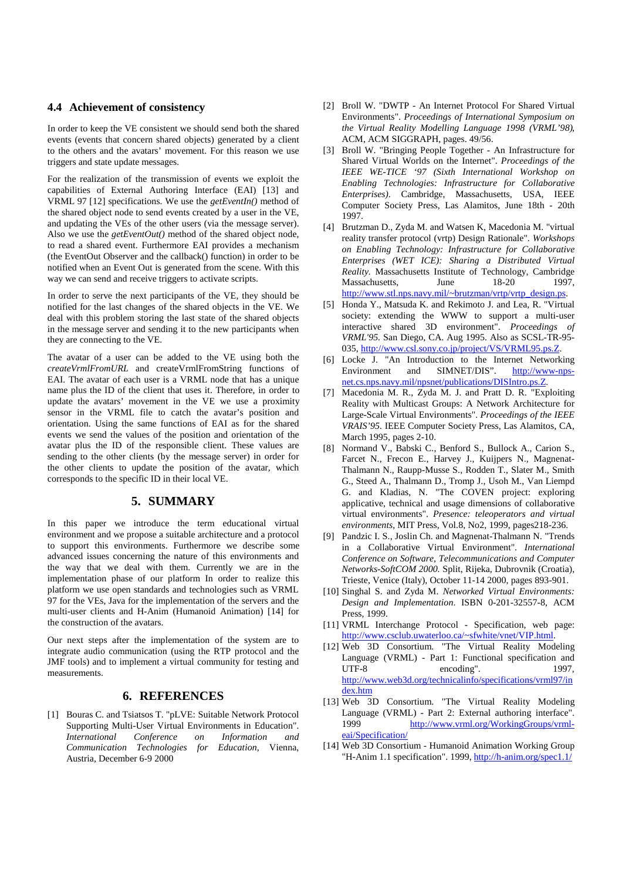### 4.4 Achievement of consistency

In order to keep the VE consistent we should send both the shared events (events that concern shared objects) generated by a client to the others and the avatars' movement. For this reason we use triggers and state update messages.

For the realization of the transmission of events we exploit the capabilities of External Authoring Interface (EAI) [13] and VRML 97 [12] specifications. We use the *getEventIn()* method of the shared object node to send events created by a user in the VE, and updating the VEs of the other users (via the message server). Also we use the *getEventOut()* method of the shared object node, to read a shared event. Furthermore EAI provides a mechanism (the EventOut Observer and the callback() function) in order to be notified when an Event Out is generated from the scene. With this way we can send and receive triggers to activate scripts.

In order to serve the next participants of the VE, they should be notified for the last changes of the shared objects in the VE. We deal with this problem storing the last state of the shared objects in the message server and sending it to the new participants when they are connecting to the VE.

The avatar of a user can be added to the VE using both the *createVrmlFromURL* and createVrmlFromString functions of EAI. The avatar of each user is a VRML node that has a unique name plus the ID of the client that uses it. Therefore, in order to update the avatars' movement in the VE we use a proximity sensor in the VRML file to catch the avatar's position and orientation. Using the same functions of EAI as for the shared events we send the values of the position and orientation of the avatar plus the ID of the responsible client. These values are sending to the other clients (by the message server) in order for the other clients to update the position of the avatar, which corresponds to the specific ID in their local VE.

## 5. SUMMARY

In this paper we introduce the term educational virtual environment and we propose a suitable architecture and a protocol to support this environments. Furthermore we describe some advanced issues concerning the nature of this environments and the way that we deal with them. Currently we are in the implementation phase of our platform In order to realize this platform we use open standards and technologies such as VRML 97 for the VEs, Java for the implementation of the servers and the multi-user clients and H-Anim (Humanoid Animation) [14] for the construction of the avatars.

Our next steps after the implementation of the system are to integrate audio communication (using the RTP protocol and the JMF tools) and to implement a virtual community for testing and measurements.

## 6. REFERENCES

[1] Bouras C. and Tsiatsos T. "pLVE: Suitable Network Protocol Supporting Multi-User Virtual Environments in Education". *International Conference on Information and Communication Technologies for Education,* Vienna, Austria, December 6-9 2000

[2] Broll W. "DWTP - An Internet Protocol For Shared Virtual Environments". *Proceedings of International Symposium on the Virtual Reality Modelling Language 1998 (VRML'98),* ACM, ACM SIGGRAPH, pages. 49/56.

[3] Broll W. "Bringing People Together - An Infrastructure for Shared Virtual Worlds on the Internet". *Proceedings of the IEEE WE-TICE '97 (Sixth International Workshop on Enabling Technologies: Infrastructure for Collaborative Enterprises).* Cambridge, Massachusetts, USA, IEEE Computer Society Press, Las Alamitos, June 18th - 20th 1997.

[4] Brutzman D., Zyda M. and Watsen K, Macedonia M. "virtual reality transfer protocol (vrtp) Design Rationale". *Workshops on Enabling Technology: Infrastructure for Collaborative Enterprises (WET ICE): Sharing a Distributed Virtual Reality.* Massachusetts Institute of Technology, Cambridge Massachusetts, June 18-20 1997, http://www.stl.nps.navy.mil/~brutzman/vrtp/vrtp_design.ps.

[5] Honda Y., Matsuda K. and Rekimoto J. and Lea, R. "Virtual society: extending the WWW to support a multi-user interactive shared 3D environment". *Proceedings of VRML'95.* San Diego, CA. Aug 1995. Also as SCSL-TR-95-035, http://www.csl.sony.co.jp/project/VS/VRML95.ps.Z.

[6] Locke J. "An Introduction to the Internet Networking Environment and SIMNET/DIS". http://www-nps-net.cs.nps.navy.mil/npsnet/publications/DISIntro.ps.Z.

[7] Macedonia M. R., Zyda M. J. and Pratt D. R. "Exploiting Reality with Multicast Groups: A Network Architecture for Large-Scale Virtual Environments". *Proceedings of the IEEE VRAIS'95.* IEEE Computer Society Press, Las Alamitos, CA, March 1995, pages 2-10.

[8] Normand V., Babski C., Benford S., Bullock A., Carion S., Farcet N., Frecon E., Harvey J., Kuijpers N., Magnenat-Thalmann N., Raupp-Musse S., Rodden T., Slater M., Smith G., Steed A., Thalmann D., Tromp J., Usoh M., Van Liempd G. and Kladias, N. "The COVEN project: exploring applicative, technical and usage dimensions of collaborative virtual environments". *Presence: teleoperators and virtual environments,* MIT Press, Vol.8, No2, 1999, pages218-236.

[9] Pandzic I. S., Joslin Ch. and Magnenat-Thalmann N. "Trends in a Collaborative Virtual Environment". *International Conference on Software, Telecommunications and Computer Networks-SoftCOM 2000.* Split, Rijeka, Dubrovnik (Croatia), Trieste, Venice (Italy), October 11-14 2000, pages 893-901.

[10] Singhal S. and Zyda M. *Networked Virtual Environments: Design and Implementation.* ISBN 0-201-32557-8, ACM Press, 1999.

[11] VRML Interchange Protocol - Specification, web page: http://www.csclub.uwaterloo.ca/~sfwhite/vnet/VIP.html.

[12] Web 3D Consortium. "The Virtual Reality Modeling Language (VRML) - Part 1: Functional specification and UTF-8 encoding". 1997, http://www.web3d.org/technicalinfo/specifications/vrml97/index.htm

[13] Web 3D Consortium. "The Virtual Reality Modeling Language (VRML) - Part 2: External authoring interface". 1999 http://www.vrml.org/WorkingGroups/vrml-eai/Specification/

[14] Web 3D Consortium - Humanoid Animation Working Group "H-Anim 1.1 specification". 1999, http://h-anim.org/spec1.1/